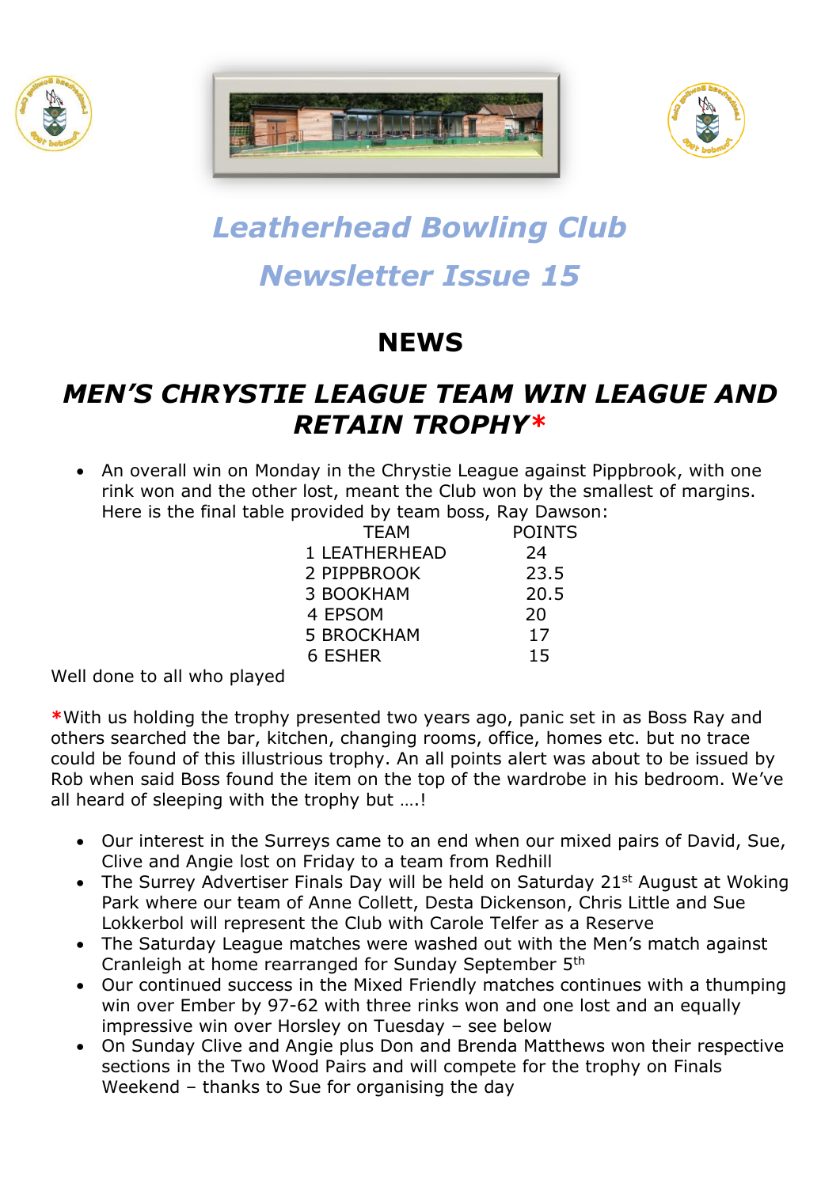# Leatherhead Bowling Club

# Newsletter Issue 15

## NEWS

## *MEN'S CHRYSTIE LEAGUE TEAM WIN LEAGUE AND RETAIN TROPHY**

- An overall win on Monday in the Chrystie League against Pippbrook, with one rink won and the other lost, meant the Club won by the smallest of margins. Here is the final table provided by team boss, Ray Dawson:

| TEAM | POINTS |
|---|---|
| 1 LEATHERHEAD | 24 |
| 2 PIPPBROOK | 23.5 |
| 3 BOOKHAM | 20.5 |
| 4 EPSOM | 20 |
| 5 BROCKHAM | 17 |
| 6 ESHER | 15 |

Well done to all who played

*With us holding the trophy presented two years ago, panic set in as Boss Ray and others searched the bar, kitchen, changing rooms, office, homes etc. but no trace could be found of this illustrious trophy. An all points alert was about to be issued by Rob when said Boss found the item on the top of the wardrobe in his bedroom. We've all heard of sleeping with the trophy but ….!

- Our interest in the Surreys came to an end when our mixed pairs of David, Sue, Clive and Angie lost on Friday to a team from Redhill
- The Surrey Advertiser Finals Day will be held on Saturday 21st August at Woking Park where our team of Anne Collett, Desta Dickenson, Chris Little and Sue Lokkerbol will represent the Club with Carole Telfer as a Reserve
- The Saturday League matches were washed out with the Men's match against Cranleigh at home rearranged for Sunday September 5th
- Our continued success in the Mixed Friendly matches continues with a thumping win over Ember by 97-62 with three rinks won and one lost and an equally impressive win over Horsley on Tuesday – see below
- On Sunday Clive and Angie plus Don and Brenda Matthews won their respective sections in the Two Wood Pairs and will compete for the trophy on Finals Weekend – thanks to Sue for organising the day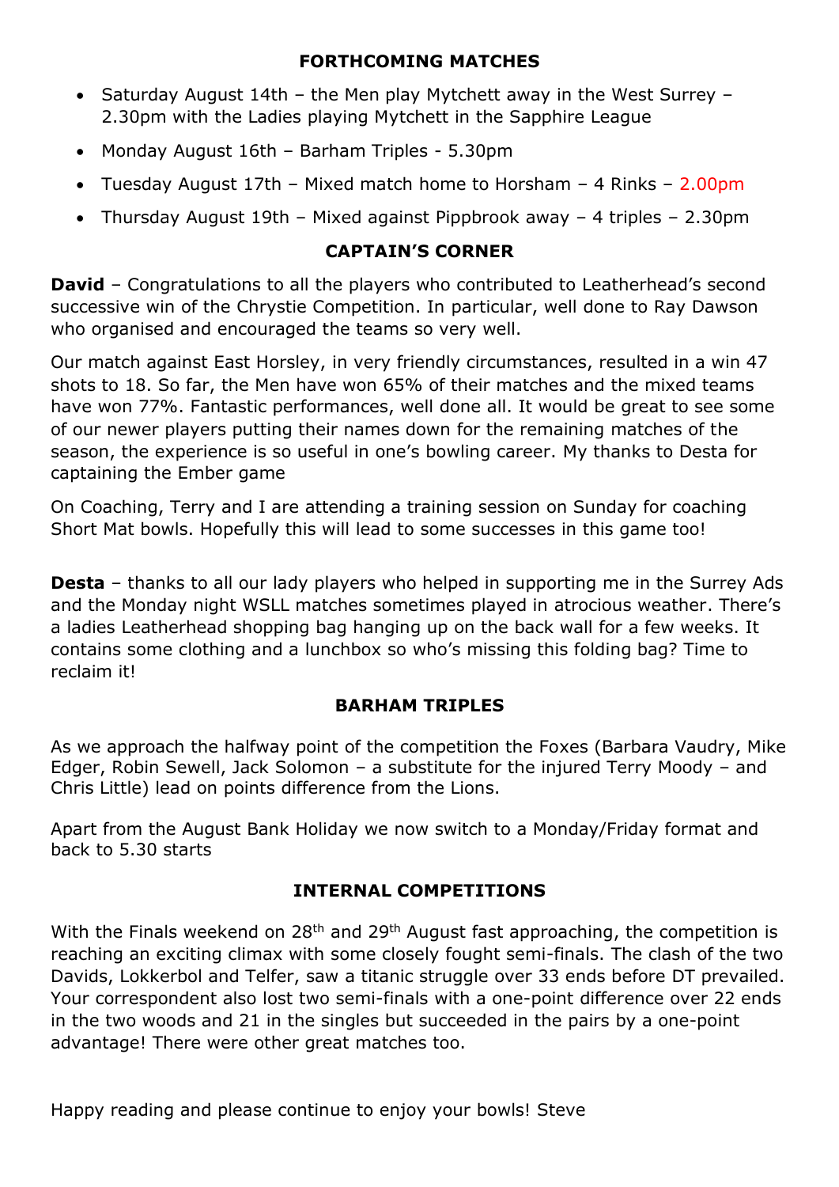## FORTHCOMING MATCHES

- Saturday August 14th – the Men play Mytchett away in the West Surrey – 2.30pm with the Ladies playing Mytchett in the Sapphire League
- Monday August 16th – Barham Triples - 5.30pm
- Tuesday August 17th – Mixed match home to Horsham – 4 Rinks – 2.00pm
- Thursday August 19th – Mixed against Pippbrook away – 4 triples – 2.30pm

## CAPTAIN'S CORNER

**David** – Congratulations to all the players who contributed to Leatherhead's second successive win of the Chrystie Competition. In particular, well done to Ray Dawson who organised and encouraged the teams so very well.

Our match against East Horsley, in very friendly circumstances, resulted in a win 47 shots to 18. So far, the Men have won 65% of their matches and the mixed teams have won 77%. Fantastic performances, well done all. It would be great to see some of our newer players putting their names down for the remaining matches of the season, the experience is so useful in one's bowling career. My thanks to Desta for captaining the Ember game

On Coaching, Terry and I are attending a training session on Sunday for coaching Short Mat bowls. Hopefully this will lead to some successes in this game too!

**Desta** – thanks to all our lady players who helped in supporting me in the Surrey Ads and the Monday night WSLL matches sometimes played in atrocious weather. There's a ladies Leatherhead shopping bag hanging up on the back wall for a few weeks. It contains some clothing and a lunchbox so who's missing this folding bag? Time to reclaim it!

## BARHAM TRIPLES

As we approach the halfway point of the competition the Foxes (Barbara Vaudry, Mike Edger, Robin Sewell, Jack Solomon – a substitute for the injured Terry Moody – and Chris Little) lead on points difference from the Lions.

Apart from the August Bank Holiday we now switch to a Monday/Friday format and back to 5.30 starts

## INTERNAL COMPETITIONS

With the Finals weekend on 28th and 29th August fast approaching, the competition is reaching an exciting climax with some closely fought semi-finals. The clash of the two Davids, Lokkerbol and Telfer, saw a titanic struggle over 33 ends before DT prevailed. Your correspondent also lost two semi-finals with a one-point difference over 22 ends in the two woods and 21 in the singles but succeeded in the pairs by a one-point advantage! There were other great matches too.

Happy reading and please continue to enjoy your bowls! Steve